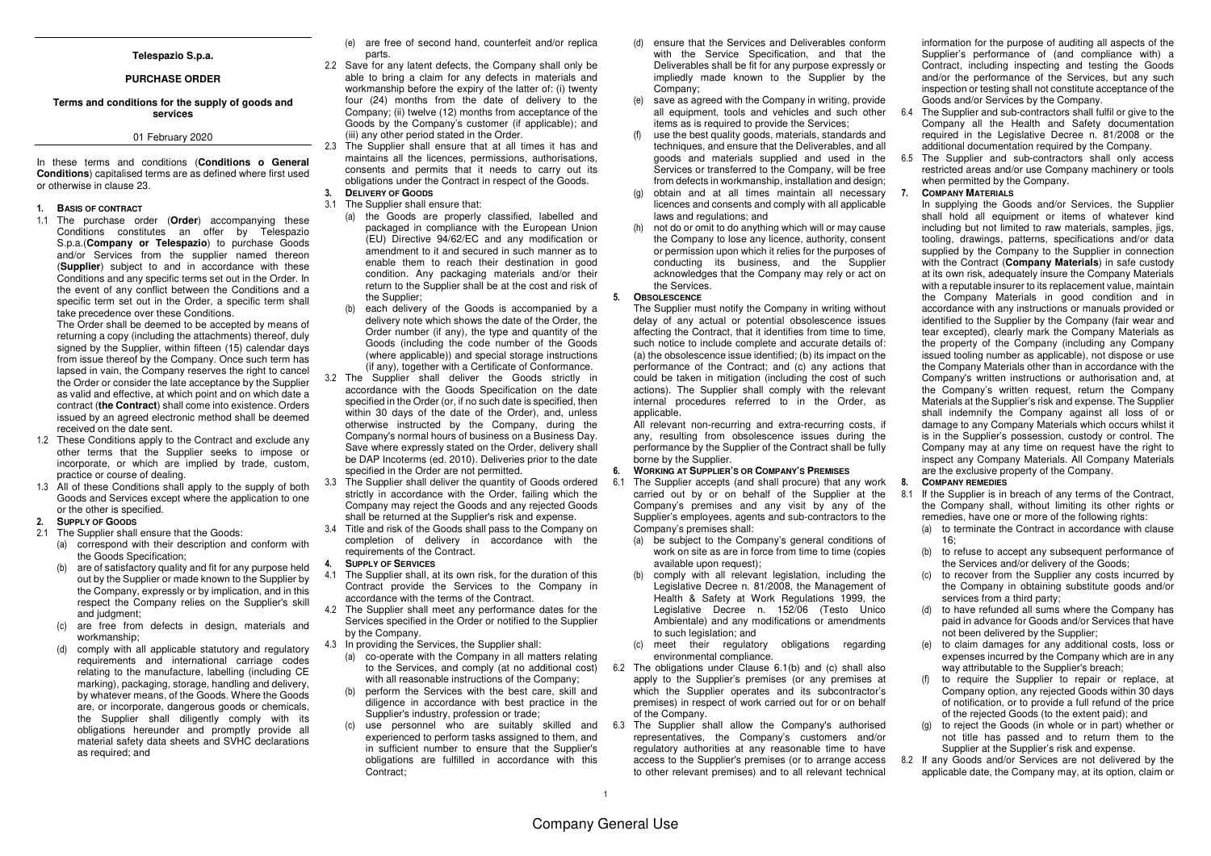**Telespazio S.p.a.**

**PURCHASE ORDER**

**Terms and conditions for the supply of goods and services**

01 February 2020

In these terms and conditions (**Conditions o General Conditions**) capitalised terms are as defined where first used or otherwise in clause 23.

## 1. BASIS OF CONTRACT

1.1 The purchase order (**Order**) accompanying these Conditions constitutes an offer by Telespazio S.p.a.(**Company or Telespazio**) to purchase Goods and/or Services from the supplier named thereon (**Supplier**) subject to and in accordance with these Conditions and any specific terms set out in the Order. In the event of any conflict between the Conditions and a specific term set out in the Order, a specific term shall take precedence over these Conditions.

The Order shall be deemed to be accepted by means of returning a copy (including the attachments) thereof, duly signed by the Supplier, within fifteen (15) calendar days from issue thereof by the Company. Once such term has lapsed in vain, the Company reserves the right to cancel the Order or consider the late acceptance by the Supplier as valid and effective, at which point and on which date a contract (**the Contract**) shall come into existence. Orders issued by an agreed electronic method shall be deemed received on the date sent.

1.2 These Conditions apply to the Contract and exclude any other terms that the Supplier seeks to impose or incorporate, or which are implied by trade, custom, practice or course of dealing.

1.3 All of these Conditions shall apply to the supply of both Goods and Services except where the application to one or the other is specified.

## 2. SUPPLY OF GOODS

2.1 The Supplier shall ensure that the Goods:

(a) correspond with their description and conform with the Goods Specification;

(b) are of satisfactory quality and fit for any purpose held out by the Supplier or made known to the Supplier by the Company, expressly or by implication, and in this respect the Company relies on the Supplier's skill and judgment;

(c) are free from defects in design, materials and workmanship;

(d) comply with all applicable statutory and regulatory requirements and international carriage codes relating to the manufacture, labelling (including CE marking), packaging, storage, handling and delivery, by whatever means, of the Goods. Where the Goods are, or incorporate, dangerous goods or chemicals, the Supplier shall diligently comply with its obligations hereunder and promptly provide all material safety data sheets and SVHC declarations as required; and

(e) are free of second hand, counterfeit and/or replica parts.

2.2 Save for any latent defects, the Company shall only be able to bring a claim for any defects in materials and workmanship before the expiry of the latter of: (i) twenty four (24) months from the date of delivery to the Company; (ii) twelve (12) months from acceptance of the Goods by the Company's customer (if applicable); and (iii) any other period stated in the Order.

2.3 The Supplier shall ensure that at all times it has and maintains all the licences, permissions, authorisations, consents and permits that it needs to carry out its obligations under the Contract in respect of the Goods.

## 3. DELIVERY OF GOODS

3.1 The Supplier shall ensure that:

(a) the Goods are properly classified, labelled and packaged in compliance with the European Union (EU) Directive 94/62/EC and any modification or amendment to it and secured in such manner as to enable them to reach their destination in good condition. Any packaging materials and/or their return to the Supplier shall be at the cost and risk of the Supplier;

(b) each delivery of the Goods is accompanied by a delivery note which shows the date of the Order, the Order number (if any), the type and quantity of the Goods (including the code number of the Goods (where applicable)) and special storage instructions (if any), together with a Certificate of Conformance.

3.2 The Supplier shall deliver the Goods strictly in accordance with the Goods Specification on the date specified in the Order (or, if no such date is specified, then within 30 days of the date of the Order), and, unless otherwise instructed by the Company, during the Company's normal hours of business on a Business Day. Save where expressly stated on the Order, delivery shall be DAP Incoterms (ed. 2010). Deliveries prior to the date specified in the Order are not permitted.

3.3 The Supplier shall deliver the quantity of Goods ordered strictly in accordance with the Order, failing which the Company may reject the Goods and any rejected Goods shall be returned at the Supplier's risk and expense.

3.4 Title and risk of the Goods shall pass to the Company on completion of delivery in accordance with the requirements of the Contract.

## 4. SUPPLY OF SERVICES

4.1 The Supplier shall, at its own risk, for the duration of this Contract provide the Services to the Company in accordance with the terms of the Contract.

4.2 The Supplier shall meet any performance dates for the Services specified in the Order or notified to the Supplier by the Company.

4.3 In providing the Services, the Supplier shall:

(a) co-operate with the Company in all matters relating to the Services, and comply (at no additional cost) with all reasonable instructions of the Company;

(b) perform the Services with the best care, skill and diligence in accordance with best practice in the Supplier's industry, profession or trade;

(c) use personnel who are suitably skilled and experienced to perform tasks assigned to them, and in sufficient number to ensure that the Supplier's obligations are fulfilled in accordance with this Contract;

(d) ensure that the Services and Deliverables conform with the Service Specification, and that the Deliverables shall be fit for any purpose expressly or impliedly made known to the Supplier by the Company;

(e) save as agreed with the Company in writing, provide all equipment, tools and vehicles and such other items as is required to provide the Services;

(f) use the best quality goods, materials, standards and techniques, and ensure that the Deliverables, and all goods and materials supplied and used in the Services or transferred to the Company, will be free from defects in workmanship, installation and design;

(g) obtain and at all times maintain all necessary licences and consents and comply with all applicable laws and regulations; and

(h) not do or omit to do anything which will or may cause the Company to lose any licence, authority, consent or permission upon which it relies for the purposes of conducting its business, and the Supplier acknowledges that the Company may rely or act on the Services.

## 5. OBSOLESCENCE

The Supplier must notify the Company in writing without delay of any actual or potential obsolescence issues affecting the Contract, that it identifies from time to time, such notice to include complete and accurate details of: (a) the obsolescence issue identified; (b) its impact on the performance of the Contract; and (c) any actions that could be taken in mitigation (including the cost of such actions). The Supplier shall comply with the relevant internal procedures referred to in the Order, as applicable.

All relevant non-recurring and extra-recurring costs, if any, resulting from obsolescence issues during the performance by the Supplier of the Contract shall be fully borne by the Supplier.

## 6. WORKING AT SUPPLIER'S OR COMPANY'S PREMISES

6.1 The Supplier accepts (and shall procure) that any work carried out by or on behalf of the Supplier at the Company's premises and any visit by any of the Supplier's employees, agents and sub-contractors to the Company's premises shall:

(a) be subject to the Company's general conditions of work on site as are in force from time to time (copies available upon request);

(b) comply with all relevant legislation, including the Legislative Decree n. 81/2008, the Management of Health & Safety at Work Regulations 1999, the Legislative Decree n. 152/06 (Testo Unico Ambientale) and any modifications or amendments to such legislation; and

(c) meet their regulatory obligations regarding environmental compliance.

6.2 The obligations under Clause 6.1(b) and (c) shall also apply to the Supplier's premises (or any premises at which the Supplier operates and its subcontractor's premises) in respect of work carried out for or on behalf of the Company.

6.3 The Supplier shall allow the Company's authorised representatives, the Company's customers and/or regulatory authorities at any reasonable time to have access to the Supplier's premises (or to arrange access to other relevant premises) and to all relevant technical information for the purpose of auditing all aspects of the Supplier's performance of (and compliance with) a Contract, including inspecting and testing the Goods and/or the performance of the Services, but any such inspection or testing shall not constitute acceptance of the Goods and/or Services by the Company.

6.4 The Supplier and sub-contractors shall fulfil or give to the Company all the Health and Safety documentation required in the Legislative Decree n. 81/2008 or the additional documentation required by the Company.

6.5 The Supplier and sub-contractors shall only access restricted areas and/or use Company machinery or tools when permitted by the Company.

## 7. COMPANY MATERIALS

In supplying the Goods and/or Services, the Supplier shall hold all equipment or items of whatever kind including but not limited to raw materials, samples, jigs, tooling, drawings, patterns, specifications and/or data supplied by the Company to the Supplier in connection with the Contract (**Company Materials**) in safe custody at its own risk, adequately insure the Company Materials with a reputable insurer to its replacement value, maintain the Company Materials in good condition and in accordance with any instructions or manuals provided or identified to the Supplier by the Company (fair wear and tear excepted), clearly mark the Company Materials as the property of the Company (including any Company issued tooling number as applicable), not dispose or use the Company Materials other than in accordance with the Company's written instructions or authorisation and, at the Company's written request, return the Company Materials at the Supplier's risk and expense. The Supplier shall indemnify the Company against all loss of or damage to any Company Materials which occurs whilst it is in the Supplier's possession, custody or control. The Company may at any time on request have the right to inspect any Company Materials. All Company Materials are the exclusive property of the Company.

## 8. COMPANY REMEDIES

8.1 If the Supplier is in breach of any terms of the Contract, the Company shall, without limiting its other rights or remedies, have one or more of the following rights:

(a) to terminate the Contract in accordance with clause 16;

(b) to refuse to accept any subsequent performance of the Services and/or delivery of the Goods;

(c) to recover from the Supplier any costs incurred by the Company in obtaining substitute goods and/or services from a third party;

(d) to have refunded all sums where the Company has paid in advance for Goods and/or Services that have not been delivered by the Supplier;

(e) to claim damages for any additional costs, loss or expenses incurred by the Company which are in any way attributable to the Supplier's breach;

(f) to require the Supplier to repair or replace, at Company option, any rejected Goods within 30 days of notification, or to provide a full refund of the price of the rejected Goods (to the extent paid); and

(g) to reject the Goods (in whole or in part) whether or not title has passed and to return them to the Supplier at the Supplier's risk and expense.

8.2 If any Goods and/or Services are not delivered by the applicable date, the Company may, at its option, claim or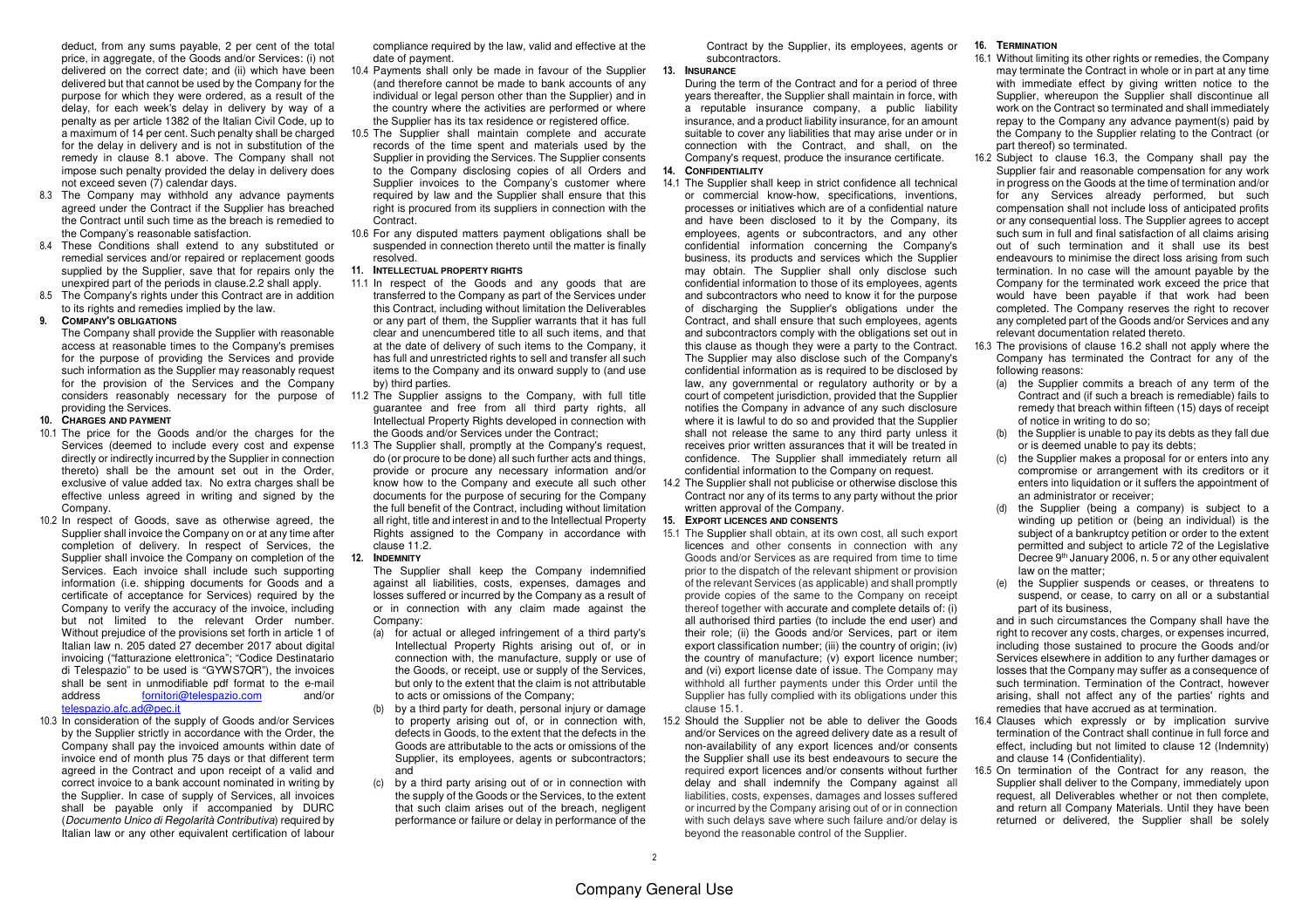deduct, from any sums payable, 2 per cent of the total price, in aggregate, of the Goods and/or Services: (i) not delivered on the correct date; and (ii) which have been delivered but that cannot be used by the Company for the purpose for which they were ordered, as a result of the delay, for each week's delay in delivery by way of a penalty as per article 1382 of the Italian Civil Code, up to a maximum of 14 per cent. Such penalty shall be charged for the delay in delivery and is not in substitution of the remedy in clause 8.1 above. The Company shall not impose such penalty provided the delay in delivery does not exceed seven (7) calendar days.

8.3 The Company may withhold any advance payments agreed under the Contract if the Supplier has breached the Contract until such time as the breach is remedied to the Company's reasonable satisfaction.

8.4 These Conditions shall extend to any substituted or remedial services and/or repaired or replacement goods supplied by the Supplier, save that for repairs only the unexpired part of the periods in clause.2.2 shall apply.

8.5 The Company's rights under this Contract are in addition to its rights and remedies implied by the law.

## 9. Company's obligations

The Company shall provide the Supplier with reasonable access at reasonable times to the Company's premises for the purpose of providing the Services and provide such information as the Supplier may reasonably request for the provision of the Services and the Company considers reasonably necessary for the purpose of providing the Services.

## 10. Charges and payment

10.1 The price for the Goods and/or the charges for the Services (deemed to include every cost and expense directly or indirectly incurred by the Supplier in connection thereto) shall be the amount set out in the Order, exclusive of value added tax. No extra charges shall be effective unless agreed in writing and signed by the Company.

10.2 In respect of Goods, save as otherwise agreed, the Supplier shall invoice the Company on or at any time after completion of delivery. In respect of Services, the Supplier shall invoice the Company on completion of the Services. Each invoice shall include such supporting information (i.e. shipping documents for Goods and a certificate of acceptance for Services) required by the Company to verify the accuracy of the invoice, including but not limited to the relevant Order number. Without prejudice of the provisions set forth in article 1 of Italian law n. 205 dated 27 december 2017 about digital invoicing ("fatturazione elettronica"; "Codice Destinatario di Telespazio" to be used is "GYWS7QR"), the invoices shall be sent in unmodifiable pdf format to the e-mail address fornitori@telespazio.com and/or telespazio.afc.ad@pec.it

10.3 In consideration of the supply of Goods and/or Services by the Supplier strictly in accordance with the Order, the Company shall pay the invoiced amounts within date of invoice end of month plus 75 days or that different term agreed in the Contract and upon receipt of a valid and correct invoice to a bank account nominated in writing by the Supplier. In case of supply of Services, all invoices shall be payable only if accompanied by DURC (*Documento Unico di Regolarità Contributiva*) required by Italian law or any other equivalent certification of labour compliance required by the law, valid and effective at the date of payment.

10.4 Payments shall only be made in favour of the Supplier (and therefore cannot be made to bank accounts of any individual or legal person other than the Supplier) and in the country where the activities are performed or where the Supplier has its tax residence or registered office.

10.5 The Supplier shall maintain complete and accurate records of the time spent and materials used by the Supplier in providing the Services. The Supplier consents to the Company disclosing copies of all Orders and Supplier invoices to the Company's customer where required by law and the Supplier shall ensure that this right is procured from its suppliers in connection with the Contract.

10.6 For any disputed matters payment obligations shall be suspended in connection thereto until the matter is finally resolved.

## 11. Intellectual property rights

11.1 In respect of the Goods and any goods that are transferred to the Company as part of the Services under this Contract, including without limitation the Deliverables or any part of them, the Supplier warrants that it has full clear and unencumbered title to all such items, and that at the date of delivery of such items to the Company, it has full and unrestricted rights to sell and transfer all such items to the Company and its onward supply to (and use by) third parties.

11.2 The Supplier assigns to the Company, with full title guarantee and free from all third party rights, all Intellectual Property Rights developed in connection with the Goods and/or Services under the Contract;

11.3 The Supplier shall, promptly at the Company's request, do (or procure to be done) all such further acts and things, provide or procure any necessary information and/or know how to the Company and execute all such other documents for the purpose of securing for the Company the full benefit of the Contract, including without limitation all right, title and interest in and to the Intellectual Property Rights assigned to the Company in accordance with clause 11.2.

## 12. Indemnity

The Supplier shall keep the Company indemnified against all liabilities, costs, expenses, damages and losses suffered or incurred by the Company as a result of or in connection with any claim made against the Company:

(a) for actual or alleged infringement of a third party's Intellectual Property Rights arising out of, or in connection with, the manufacture, supply or use of the Goods, or receipt, use or supply of the Services, but only to the extent that the claim is not attributable to acts or omissions of the Company;

(b) by a third party for death, personal injury or damage to property arising out of, or in connection with, defects in Goods, to the extent that the defects in the Goods are attributable to the acts or omissions of the Supplier, its employees, agents or subcontractors; and

(c) by a third party arising out of or in connection with the supply of the Goods or the Services, to the extent that such claim arises out of the breach, negligent performance or failure or delay in performance of the Contract by the Supplier, its employees, agents or subcontractors.

## 13. Insurance

During the term of the Contract and for a period of three years thereafter, the Supplier shall maintain in force, with a reputable insurance company, a public liability insurance, and a product liability insurance, for an amount suitable to cover any liabilities that may arise under or in connection with the Contract, and shall, on the Company's request, produce the insurance certificate.

## 14. Confidentiality

14.1 The Supplier shall keep in strict confidence all technical or commercial know-how, specifications, inventions, processes or initiatives which are of a confidential nature and have been disclosed to it by the Company, its employees, agents or subcontractors, and any other confidential information concerning the Company's business, its products and services which the Supplier may obtain. The Supplier shall only disclose such confidential information to those of its employees, agents and subcontractors who need to know it for the purpose of discharging the Supplier's obligations under the Contract, and shall ensure that such employees, agents and subcontractors comply with the obligations set out in this clause as though they were a party to the Contract. The Supplier may also disclose such of the Company's confidential information as is required to be disclosed by law, any governmental or regulatory authority or by a court of competent jurisdiction, provided that the Supplier notifies the Company in advance of any such disclosure where it is lawful to do so and provided that the Supplier shall not release the same to any third party unless it receives prior written assurances that it will be treated in confidence. The Supplier shall immediately return all confidential information to the Company on request.

14.2 The Supplier shall not publicise or otherwise disclose this Contract nor any of its terms to any party without the prior written approval of the Company.

## 15. Export licences and consents

15.1 The Supplier shall obtain, at its own cost, all such export licences and other consents in connection with any Goods and/or Services as are required from time to time prior to the dispatch of the relevant shipment or provision of the relevant Services (as applicable) and shall promptly provide copies of the same to the Company on receipt thereof together with accurate and complete details of: (i) all authorised third parties (to include the end user) and their role; (ii) the Goods and/or Services, part or item export classification number; (iii) the country of origin; (iv) the country of manufacture; (v) export licence number; and (vi) export license date of issue. The Company may withhold all further payments under this Order until the Supplier has fully complied with its obligations under this clause 15.1.

15.2 Should the Supplier not be able to deliver the Goods and/or Services on the agreed delivery date as a result of non-availability of any export licences and/or consents the Supplier shall use its best endeavours to secure the required export licences and/or consents without further delay and shall indemnify the Company against all liabilities, costs, expenses, damages and losses suffered or incurred by the Company arising out of or in connection with such delays save where such failure and/or delay is beyond the reasonable control of the Supplier.

## 16. Termination

16.1 Without limiting its other rights or remedies, the Company may terminate the Contract in whole or in part at any time with immediate effect by giving written notice to the Supplier, whereupon the Supplier shall discontinue all work on the Contract so terminated and shall immediately repay to the Company any advance payment(s) paid by the Company to the Supplier relating to the Contract (or part thereof) so terminated.

16.2 Subject to clause 16.3, the Company shall pay the Supplier fair and reasonable compensation for any work in progress on the Goods at the time of termination and/or for any Services already performed, but such compensation shall not include loss of anticipated profits or any consequential loss. The Supplier agrees to accept such sum in full and final satisfaction of all claims arising out of such termination and it shall use its best endeavours to minimise the direct loss arising from such termination. In no case will the amount payable by the Company for the terminated work exceed the price that would have been payable if that work had been completed. The Company reserves the right to recover any completed part of the Goods and/or Services and any relevant documentation related thereto.

16.3 The provisions of clause 16.2 shall not apply where the Company has terminated the Contract for any of the following reasons:

(a) the Supplier commits a breach of any term of the Contract and (if such a breach is remediable) fails to remedy that breach within fifteen (15) days of receipt of notice in writing to do so;

(b) the Supplier is unable to pay its debts as they fall due or is deemed unable to pay its debts;

(c) the Supplier makes a proposal for or enters into any compromise or arrangement with its creditors or it enters into liquidation or it suffers the appointment of an administrator or receiver;

(d) the Supplier (being a company) is subject to a winding up petition or (being an individual) is the subject of a bankruptcy petition or order to the extent permitted and subject to article 72 of the Legislative Decree 9th January 2006, n. 5 or any other equivalent law on the matter;

(e) the Supplier suspends or ceases, or threatens to suspend, or cease, to carry on all or a substantial part of its business,

and in such circumstances the Company shall have the right to recover any costs, charges, or expenses incurred, including those sustained to procure the Goods and/or Services elsewhere in addition to any further damages or losses that the Company may suffer as a consequence of such termination. Termination of the Contract, however arising, shall not affect any of the parties' rights and remedies that have accrued as at termination.

16.4 Clauses which expressly or by implication survive termination of the Contract shall continue in full force and effect, including but not limited to clause 12 (Indemnity) and clause 14 (Confidentiality).

16.5 On termination of the Contract for any reason, the Supplier shall deliver to the Company, immediately upon request, all Deliverables whether or not then complete, and return all Company Materials. Until they have been returned or delivered, the Supplier shall be solely

Company General Use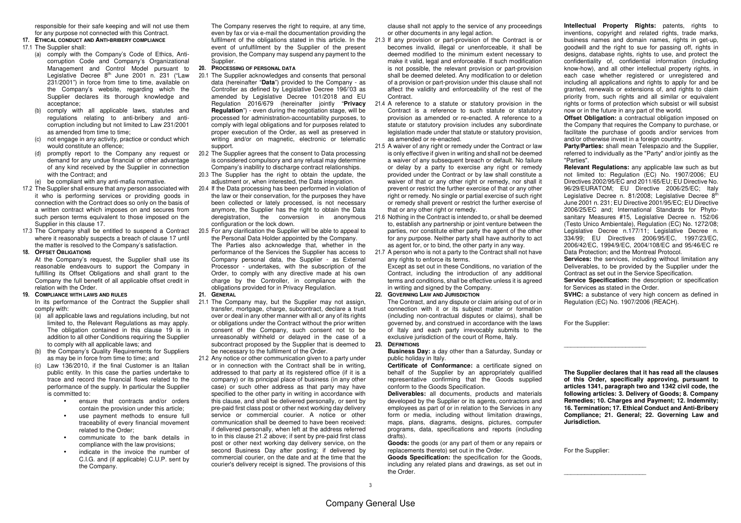responsible for their safe keeping and will not use them for any purpose not connected with this Contract.

## 17. Ethical conduct and Anti-bribery compliance

17.1 The Supplier shall:

(a) comply with all the Company's Code of Ethics, Anti-corruption Code and Company's Organizational Management and Control Model pursuant to Legislative Decree 8th June 2001 n. 231 ("Law 231/2001") in force from time to time, available on the Company's website, regarding which the Supplier declares its thorough knowledge and acceptance;

(b) comply with all applicable laws, statutes and regulations relating to anti-bribery and anti-corruption including but not limited to Law 231/2001 as amended from time to time;

(c) not engage in any activity, practice or conduct which would constitute an offence;

(d) promptly report to the Company any request or demand for any undue financial or other advantage of any kind received by the Supplier in connection with the Contract; and

(e) be compliant with any anti-mafia normative.

17.2 The Supplier shall ensure that any person associated with it who is performing services or providing goods in connection with the Contract does so only on the basis of a written contract which imposes on and secures from such person terms equivalent to those imposed on the Supplier in this clause 17.

17.3 The Company shall be entitled to suspend a Contract where it reasonably suspects a breach of clause 17 until the matter is resolved to the Company's satisfaction.

## 18. Offset Obligations

At the Company's request, the Supplier shall use its reasonable endeavours to support the Company in fulfilling its Offset Obligations and shall grant to the Company the full benefit of all applicable offset credit in relation with the Order.

## 19. Compliance with laws and rules

In its performance of the Contract the Supplier shall comply with:

(a) all applicable laws and regulations including, but not limited to, the Relevant Regulations as may apply. The obligation contained in this clause 19 is in addition to all other Conditions requiring the Supplier to comply with all applicable laws; and

(b) the Company's Quality Requirements for Suppliers as may be in force from time to time; and

(c) Law 136/2010, if the final Customer is an Italian public entity. In this case the parties undertake to trace and record the financial flows related to the performance of the supply. In particular the Supplier is committed to:

- ensure that contracts and/or orders contain the provision under this article;
- use payment methods to ensure full traceability of every financial movement related to the Order;
- communicate to the bank details in compliance with the law provisions;
- indicate in the invoice the number of C.I.G. and (if applicable) C.U.P. sent by the Company.

The Company reserves the right to require, at any time, even by fax or via e-mail the documentation providing the fulfilment of the obligations stated in this article. In the event of unfulfilment by the Supplier of the present provision, the Company may suspend any payment to the Supplier.

## 20. Processing of personal data

20.1 The Supplier acknowledges and consents that personal data (hereinafter "**Data**") provided to the Company - as Controller as defined by Legislative Decree 196/'03 as amended by Legislative Decree 101/2018 and EU Regulation 2016/679 (hereinafter jointly "**Privacy Regulation**") - even during the negotiation stage, will be processed for administration-accountability purposes, to comply with legal obligations and for purposes related to proper execution of the Order, as well as preserved in writing and/or on magnetic, electronic or telematic support.

20.2 The Supplier agrees that the consent to Data processing is considered compulsory and any refusal may determine Company's inability to discharge contract relationships.

20.3 The Supplier has the right to obtain the update, the adjustment or, when interested, the Data integration.

20.4 If the Data processing has been performed in violation of the law or their conservation, for the purposes they have been collected or lately processed, is not necessary anymore, the Supplier has the right to obtain the Data deregistration, the conversion in anonymous configuration or the lock down.

20.5 For any clarification the Supplier will be able to appeal to the Personal Data Holder appointed by the Company.

The Parties also acknowledge that, whether in the performance of the Services the Supplier has access to Company personal data, the Supplier - as External Processor - undertakes, with the subscription of the Order, to comply with any directive made at his own charge by the Controller, in compliance with the obligations provided for in Privacy Regulation.

## 21. General

21.1 The Company may, but the Supplier may not assign, transfer, mortgage, charge, subcontract, declare a trust over or deal in any other manner with all or any of its rights or obligations under the Contract without the prior written consent of the Company, such consent not to be unreasonably withheld or delayed in the case of a subcontract proposed by the Supplier that is deemed to be necessary to the fulfilment of the Order.

21.2 Any notice or other communication given to a party under or in connection with the Contract shall be in writing, addressed to that party at its registered office (if it is a company) or its principal place of business (in any other case) or such other address as that party may have specified to the other party in writing in accordance with this clause, and shall be delivered personally, or sent by pre-paid first class post or other next working day delivery service or commercial courier. A notice or other communication shall be deemed to have been received: if delivered personally, when left at the address referred to in this clause 21.2 above; if sent by pre-paid first class post or other next working day delivery service, on the second Business Day after posting; if delivered by commercial courier, on the date and at the time that the courier's delivery receipt is signed. The provisions of this clause shall not apply to the service of any proceedings or other documents in any legal action.

21.3 If any provision or part-provision of the Contract is or becomes invalid, illegal or unenforceable, it shall be deemed modified to the minimum extent necessary to make it valid, legal and enforceable. If such modification is not possible, the relevant provision or part-provision shall be deemed deleted. Any modification to or deletion of a provision or part-provision under this clause shall not affect the validity and enforceability of the rest of the Contract.

21.4 A reference to a statute or statutory provision in the Contract is a reference to such statute or statutory provision as amended or re-enacted. A reference to a statute or statutory provision includes any subordinate legislation made under that statute or statutory provision, as amended or re-enacted.

21.5 A waiver of any right or remedy under the Contract or law is only effective if given in writing and shall not be deemed a waiver of any subsequent breach or default. No failure or delay by a party to exercise any right or remedy provided under the Contract or by law shall constitute a waiver of that or any other right or remedy, nor shall it prevent or restrict the further exercise of that or any other right or remedy. No single or partial exercise of such right or remedy shall prevent or restrict the further exercise of that or any other right or remedy.

21.6 Nothing in the Contract is intended to, or shall be deemed to, establish any partnership or joint venture between the parties, nor constitute either party the agent of the other for any purpose. Neither party shall have authority to act as agent for, or to bind, the other party in any way.

21.7 A person who is not a party to the Contract shall not have any rights to enforce its terms.

Except as set out in these Conditions, no variation of the Contract, including the introduction of any additional terms and conditions, shall be effective unless it is agreed in writing and signed by the Company.

## 22. Governing Law and Jurisdiction

The Contract, and any dispute or claim arising out of or in connection with it or its subject matter or formation (including non-contractual disputes or claims), shall be governed by, and construed in accordance with the laws of Italy and each party irrevocably submits to the exclusive jurisdiction of the court of Rome, Italy.

## 23. Definitions

**Business Day:** a day other than a Saturday, Sunday or public holiday in Italy.

**Certificate of Conformance:** a certificate signed on behalf of the Supplier by an appropriately qualified representative confirming that the Goods supplied conform to the Goods Specification.

**Deliverables:** all documents, products and materials developed by the Supplier or its agents, contractors and employees as part of or in relation to the Services in any form or media, including without limitation drawings, maps, plans, diagrams, designs, pictures, computer programs, data, specifications and reports (including drafts).

**Goods:** the goods (or any part of them or any repairs or replacements thereto) set out in the Order.

**Goods Specification:** the specification for the Goods, including any related plans and drawings, as set out in the Order.

**Intellectual Property Rights:** patents, rights to inventions, copyright and related rights, trade marks, business names and domain names, rights in get-up, goodwill and the right to sue for passing off, rights in designs, database rights, rights to use, and protect the confidentiality of, confidential information (including know-how), and all other intellectual property rights, in each case whether registered or unregistered and including all applications and rights to apply for and be granted, renewals or extensions of, and rights to claim priority from, such rights and all similar or equivalent rights or forms of protection which subsist or will subsist now or in the future in any part of the world.

**Offset Obligation:** a contractual obligation imposed on the Company that requires the Company to purchase, or facilitate the purchase of goods and/or services from and/or otherwise invest in a foreign country.

**Party/Parties:** shall mean Telespazio and the Supplier, referred to individually as the "Party" and/or jointly as the "Parties".

**Relevant Regulations:** any applicable law such as but not limited to: Regulation (EC) No. 1907/2006; EU Directives 2002/95/EC and 2011/65/EU; EU Directive No. 96/29/EURATOM; EU Directive 2006/25/EC; Italy Legislative Decree n. 81/2008; Legislative Decree 8th June 2001 n. 231; EU Directive 2001/95/EC; EU Directive 2006/25/EC and; International Standards for Phyto-sanitary Measures #15, Legislative Decree n. 152/06 (Testo Unico Ambientale), Regulation (EC) No. 1272/08; Legislative Decree n.177/11; Legislative Decree n. 334/99; EU Directives 2006/95/EC, 1997/23/EC, 2006/42/EC, 1994/9/EC, 2004/108/EC and 95/46/EC re Data Protection; and the Montreal Protocol.

**Services:** the services, including without limitation any Deliverables, to be provided by the Supplier under the Contract as set out in the Service Specification.

**Service Specification:** the description or specification for Services as stated in the Order.

**SVHC:** a substance of very high concern as defined in Regulation (EC) No. 1907/2006 (REACH).

For the Supplier:

_______________________

**The Supplier declares that it has read all the clauses of this Order, specifically approving, pursuant to articles 1341, paragraph two and 1342 civil code, the following articles: 3. Delivery of Goods; 8. Company Remedies; 10. Charges and Payment; 12. Indemnity; 16. Termination; 17. Ethical Conduct and Anti-Bribery Compliance; 21. General; 22. Governing Law and Jurisdiction.**

For the Supplier:

_______________________

Company General Use